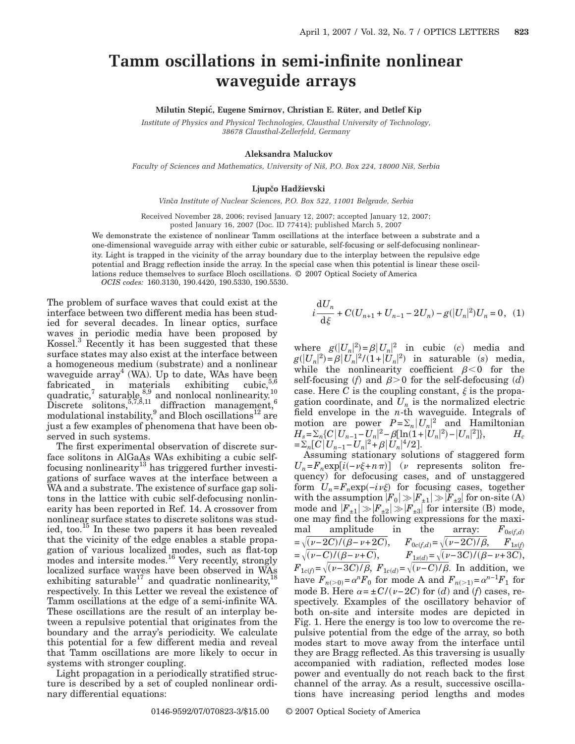# Tamm oscillations in semi-infinite nonlinear waveguide arrays

**Milutin Stepić, Eugene Smirnov, Christian E. Rüter, and Detlef Kip**

*Institute of Physics and Physical Technologies, Clausthal University of Technology, 38678 Clausthal-Zellerfeld, Germany*

**Aleksandra Maluckov**

*Faculty of Sciences and Mathematics, University of Niš, P.O. Box 224, 18000 Niš, Serbia*

**Ljupčo Hadžievski**

*Vinča Institute of Nuclear Sciences, P.O. Box 522, 11001 Belgrade, Serbia*

Received November 28, 2006; revised January 12, 2007; accepted January 12, 2007; posted January 16, 2007 (Doc. ID 77414); published March 5, 2007

We demonstrate the existence of nonlinear Tamm oscillations at the interface between a substrate and a one-dimensional waveguide array with either cubic or saturable, self-focusing or self-defocusing nonlinearity. Light is trapped in the vicinity of the array boundary due to the interplay between the repulsive edge potential and Bragg reflection inside the array. In the special case when this potential is linear these oscillations reduce themselves to surface Bloch oscillations. © 2007 Optical Society of America

*OCIS codes:* 160.3130, 190.4420, 190.5330, 190.5530.

The problem of surface waves that could exist at the interface between two different media has been studied for several decades. In linear optics, surface waves in periodic media have been proposed by Kossel.[3] Recently it has been suggested that these surface states may also exist at the interface between a homogeneous medium (substrate) and a nonlinear waveguide array[4] (WA). Up to date, WAs have been fabricated in materials exhibiting cubic,[5,6] quadratic,[7] saturable,[8,9] and nonlocal nonlinearity.[10] Discrete solitons,[5,7,8,11] diffraction management,[6] modulational instability,[9] and Bloch oscillations[12] are just a few examples of phenomena that have been observed in such systems.

The first experimental observation of discrete surface solitons in AlGaAs WAs exhibiting a cubic self-focusing nonlinearity[13] has triggered further investigations of surface waves at the interface between a WA and a substrate. The existence of surface gap solitons in the lattice with cubic self-defocusing nonlinearity has been reported in Ref. 14. A crossover from nonlinear surface states to discrete solitons was studied, too.[15] In these two papers it has been revealed that the vicinity of the edge enables a stable propagation of various localized modes, such as flat-top modes and intersite modes.[16] Very recently, strongly localized surface waves have been observed in WAs exhibiting saturable[17] and quadratic nonlinearity,[18] respectively. In this Letter we reveal the existence of Tamm oscillations at the edge of a semi-infinite WA. These oscillations are the result of an interplay between a repulsive potential that originates from the boundary and the array's periodicity. We calculate this potential for a few different media and reveal that Tamm oscillations are more likely to occur in systems with stronger coupling.

Light propagation in a periodically stratified structure is described by a set of coupled nonlinear ordinary differential equations:

$$i\frac{\mathrm{d}U_n}{\mathrm{d}\xi}+C(U_{n+1}+U_{n-1}-2U_n)-g(|U_n|^2)U_n=0, \quad (1)$$

where $g(|U_n|^2)=\beta|U_n|^2$ in cubic ($c$) media and $g(|U_n|^2)=\beta|U_n|^2/(1+|U_n|^2)$ in saturable ($s$) media, while the nonlinearity coefficient $\beta<0$ for the self-focusing ($f$) and $\beta>0$ for the self-defocusing ($d$) case. Here $C$ is the coupling constant, $\xi$ is the propagation coordinate, and $U_n$ is the normalized electric field envelope in the $n$-th waveguide. Integrals of motion are power $P=\Sigma_n|U_n|^2$ and Hamiltonian $H_s=\Sigma_n\{C|U_{n-1}-U_n|^2-\beta[\ln(1+|U_n|^2)-|U_n|^2]\}$, $H_c=\Sigma_n[C|U_{n-1}-U_n|^2+\beta|U_n|^4/2]$.

Assuming stationary solutions of staggered form $U_n=F_n\exp[i(-\nu\xi+n\pi)]$ ($\nu$ represents soliton frequency) for defocusing cases, and of unstaggered form $U_n=F_n\exp(-i\nu\xi)$ for focusing cases, together with the assumption $|F_0|\gg|F_{\pm1}|\gg|F_{\pm2}|$ for on-site (A) mode and $|F_{\pm1}|\gg|F_{\pm2}|\gg|F_{\pm3}|$ for intersite (B) mode, one may find the following expressions for the maximal amplitude in the array: $F_{0s(f,d)}=\sqrt{(\nu-2C)/(\beta-\nu+2C)}$, $F_{0c(f,d)}=\sqrt{(\nu-2C)/\beta}$, $F_{1s(f)}=\sqrt{(\nu-C)/(\beta-\nu+C)}$, $F_{1s(d)}=\sqrt{(\nu-3C)/(\beta-\nu+3C)}$, $F_{1c(f)}=\sqrt{(\nu-3C)/\beta}$, $F_{1c(d)}=\sqrt{(\nu-C)/\beta}$. In addition, we have $F_{n(>0)}=\alpha^nF_0$ for mode A and $F_{n(>1)}=\alpha^{n-1}F_1$ for mode B. Here $\alpha=\pm C/(\nu-2C)$ for ($d$) and ($f$) cases, respectively. Examples of the oscillatory behavior of both on-site and intersite modes are depicted in Fig. 1. Here the energy is too low to overcome the repulsive potential from the edge of the array, so both modes start to move away from the interface until they are Bragg reflected. As this traversing is usually accompanied with radiation, reflected modes lose power and eventually do not reach back to the first channel of the array. As a result, successive oscillations have increasing period lengths and modes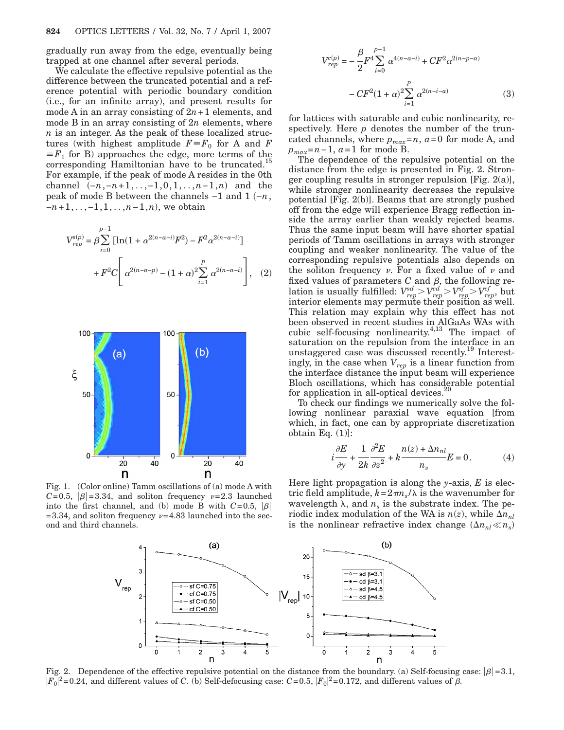gradually run away from the edge, eventually being trapped at one channel after several periods.

We calculate the effective repulsive potential as the difference between the truncated potential and a reference potential with periodic boundary condition (i.e., for an infinite array), and present results for mode A in an array consisting of $2n+1$ elements, and mode B in an array consisting of $2n$ elements, where $n$ is an integer. As the peak of these localized structures (with highest amplitude $F \equiv F_0$ for A and $F \equiv F_1$ for B) approaches the edge, more terms of the corresponding Hamiltonian have to be truncated.[15] For example, if the peak of mode A resides in the 0th channel $(-n, -n+1, \ldots, -1, 0, 1, \ldots, n-1, n)$ and the peak of mode B between the channels $-1$ and $1$ $(-n, -n+1, \ldots, -1, 1, \ldots, n-1, n)$, we obtain

$$V_{rep}^{s(p)} = \beta \sum_{i=0}^{p-1} [\ln(1 + \alpha^{2(n-a-i)} F^2) - F^2 \alpha^{2(n-a-i)}] + F^2 C \left[ \alpha^{2(n-a-p)} - (1+\alpha)^2 \sum_{i=1}^{p} \alpha^{2(n-a-i)} \right], \quad (2)$$

$$V_{rep}^{c(p)} = -\frac{\beta}{2} F^4 \sum_{i=0}^{p-1} \alpha^{4(n-a-i)} + CF^2 \alpha^{2(n-p-a)} - CF^2 (1+\alpha)^2 \sum_{i=1}^{p} \alpha^{2(n-i-a)} \quad (3)$$

for lattices with saturable and cubic nonlinearity, respectively. Here $p$ denotes the number of the truncated channels, where $p_{max}=n$, $a=0$ for mode A, and $p_{max}=n-1$, $a=1$ for mode B.

The dependence of the repulsive potential on the distance from the edge is presented in Fig. 2. Stronger coupling results in stronger repulsion [Fig. 2(a)], while stronger nonlinearity decreases the repulsive potential [Fig. 2(b)]. Beams that are strongly pushed off from the edge will experience Bragg reflection inside the array earlier than weakly rejected beams. Thus the same input beam will have shorter spatial periods of Tamm oscillations in arrays with stronger coupling and weaker nonlinearity. The value of the corresponding repulsive potentials also depends on the soliton frequency $\nu$. For a fixed value of $\nu$ and fixed values of parameters $C$ and $\beta$, the following relation is usually fulfilled: $V_{rep}^{sd} > V_{rep}^{cd} > V_{rep}^{sf} > V_{rep}^{cf}$, but interior elements may permute their position as well. This relation may explain why this effect has not been observed in recent studies in AlGaAs WAs with cubic self-focusing nonlinearity.[4,13] The impact of saturation on the repulsion from the interface in an unstaggered case was discussed recently.[19] Interestingly, in the case when $V_{rep}$ is a linear function from the interface distance the input beam will experience Bloch oscillations, which has considerable potential for application in all-optical devices.[20]

To check our findings we numerically solve the following nonlinear paraxial wave equation [from which, in fact, one can by appropriate discretization obtain Eq. (1)]:

$$i\frac{\partial E}{\partial y} + \frac{1}{2k}\frac{\partial^2 E}{\partial z^2} + k\frac{n(z) + \Delta n_{nl}}{n_s} E = 0. \quad (4)$$

Here light propagation is along the $y$-axis, $E$ is electric field amplitude, $k = 2\pi n_s/\lambda$ is the wavenumber for wavelength $\lambda$, and $n_s$ is the substrate index. The periodic index modulation of the WA is $n(z)$, while $\Delta n_{nl}$ is the nonlinear refractive index change ($\Delta n_{nl} \ll n_s$)

Fig. 1. (Color online) Tamm oscillations of (a) mode A with $C=0.5$, $|\beta|=3.34$, and soliton frequency $\nu=2.3$ launched into the first channel, and (b) mode B with $C=0.5$, $|\beta|=3.34$, and soliton frequency $\nu=4.83$ launched into the second and third channels.

Fig. 2. Dependence of the effective repulsive potential on the distance from the boundary. (a) Self-focusing case: $|\beta|=3.1$, $|F_0|^2=0.24$, and different values of $C$. (b) Self-defocusing case: $C=0.5$, $|F_0|^2=0.172$, and different values of $\beta$.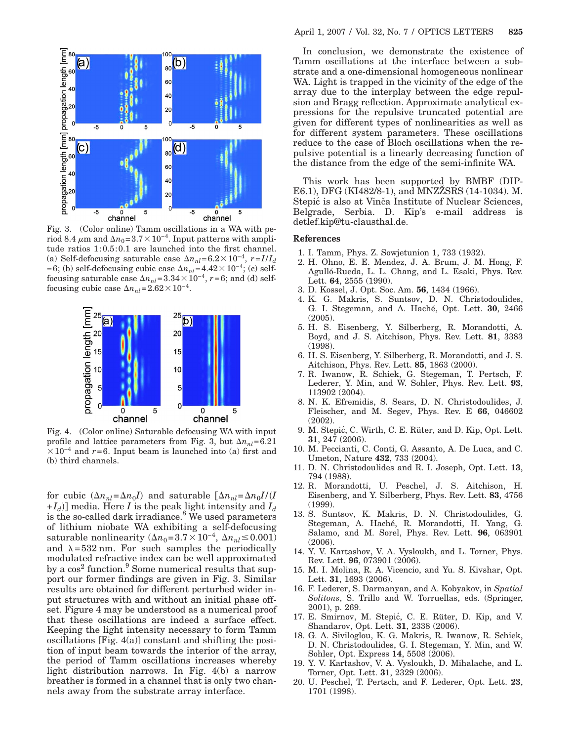(a)
(b)
(c)
(d)
propagation length [mm]
channel

Fig. 3. (Color online) Tamm oscillations in a WA with period 8.4 $\mu$m and $\Delta n_0 = 3.7 \times 10^{-4}$. Input patterns with amplitude ratios 1:0.5:0.1 are launched into the first channel. (a) Self-defocusing saturable case $\Delta n_{nl} = 6.2 \times 10^{-4}$, $r = I/I_d = 6$; (b) self-defocusing cubic case $\Delta n_{nl} = 4.42 \times 10^{-4}$; (c) self-focusing saturable case $\Delta n_{nl} = 3.34 \times 10^{-4}$, $r = 6$; and (d) self-focusing cubic case $\Delta n_{nl} = 2.62 \times 10^{-4}$.

(a)
(b)
propagation length [mm]
channel

Fig. 4. (Color online) Saturable defocusing WA with input profile and lattice parameters from Fig. 3, but $\Delta n_{nl} = 6.21 \times 10^{-4}$ and $r = 6$. Input beam is launched into (a) first and (b) third channels.

for cubic ($\Delta n_{nl} = \Delta n_0 I$) and saturable [$\Delta n_{nl} = \Delta n_0 I/(I + I_d)$] media. Here $I$ is the peak light intensity and $I_d$ is the so-called dark irradiance.[8] We used parameters of lithium niobate WA exhibiting a self-defocusing saturable nonlinearity ($\Delta n_0 = 3.7 \times 10^{-4}$, $\Delta n_{nl} \leq 0.001$) and $\lambda = 532$ nm. For such samples the periodically modulated refractive index can be well approximated by a $\cos^2$ function.[9] Some numerical results that support our former findings are given in Fig. 3. Similar results are obtained for different perturbed wider input structures with and without an initial phase offset. Figure 4 may be understood as a numerical proof that these oscillations are indeed a surface effect. Keeping the light intensity necessary to form Tamm oscillations [Fig. 4(a)] constant and shifting the position of input beam towards the interior of the array, the period of Tamm oscillations increases whereby light distribution narrows. In Fig. 4(b) a narrow breather is formed in a channel that is only two channels away from the substrate array interface.

In conclusion, we demonstrate the existence of Tamm oscillations at the interface between a substrate and a one-dimensional homogeneous nonlinear WA. Light is trapped in the vicinity of the edge of the array due to the interplay between the edge repulsion and Bragg reflection. Approximate analytical expressions for the repulsive truncated potential are given for different types of nonlinearities as well as for different system parameters. These oscillations reduce to the case of Bloch oscillations when the repulsive potential is a linearly decreasing function of the distance from the edge of the semi-infinite WA.

This work has been supported by BMBF (DIP-E6.1), DFG (KI482/8-1), and MNZŽSRS (14-1034). M. Stepić is also at Vinča Institute of Nuclear Sciences, Belgrade, Serbia. D. Kip's e-mail address is detlef.kip@tu-clausthal.de.

## References

1. I. Tamm, Phys. Z. Sowjetunion **1**, 733 (1932).
2. H. Ohno, E. E. Mendez, J. A. Brum, J. M. Hong, F. Agulló-Rueda, L. L. Chang, and L. Esaki, Phys. Rev. Lett. **64**, 2555 (1990).
3. D. Kossel, J. Opt. Soc. Am. **56**, 1434 (1966).
4. K. G. Makris, S. Suntsov, D. N. Christodoulides, G. I. Stegeman, and A. Haché, Opt. Lett. **30**, 2466 (2005).
5. H. S. Eisenberg, Y. Silberberg, R. Morandotti, A. Boyd, and J. S. Aitchison, Phys. Rev. Lett. **81**, 3383 (1998).
6. H. S. Eisenberg, Y. Silberberg, R. Morandotti, and J. S. Aitchison, Phys. Rev. Lett. **85**, 1863 (2000).
7. R. Iwanow, R. Schiek, G. Stegeman, T. Pertsch, F. Lederer, Y. Min, and W. Sohler, Phys. Rev. Lett. **93**, 113902 (2004).
8. N. K. Efremidis, S. Sears, D. N. Christodoulides, J. Fleischer, and M. Segev, Phys. Rev. E **66**, 046602 (2002).
9. M. Stepić, C. Wirth, C. E. Rüter, and D. Kip, Opt. Lett. **31**, 247 (2006).
10. M. Peccianti, C. Conti, G. Assanto, A. De Luca, and C. Umeton, Nature **432**, 733 (2004).
11. D. N. Christodoulides and R. I. Joseph, Opt. Lett. **13**, 794 (1988).
12. R. Morandotti, U. Peschel, J. S. Aitchison, H. Eisenberg, and Y. Silberberg, Phys. Rev. Lett. **83**, 4756 (1999).
13. S. Suntsov, K. Makris, D. N. Christodoulides, G. Stegeman, A. Haché, R. Morandotti, H. Yang, G. Salamo, and M. Sorel, Phys. Rev. Lett. **96**, 063901 (2006).
14. Y. V. Kartashov, V. A. Vysloukh, and L. Torner, Phys. Rev. Lett. **96**, 073901 (2006).
15. M. I. Molina, R. A. Vicencio, and Yu. S. Kivshar, Opt. Lett. **31**, 1693 (2006).
16. F. Lederer, S. Darmanyan, and A. Kobyakov, in *Spatial Solitons*, S. Trillo and W. Torruellas, eds. (Springer, 2001), p. 269.
17. E. Smirnov, M. Stepić, C. E. Rüter, D. Kip, and V. Shandarov, Opt. Lett. **31**, 2338 (2006).
18. G. A. Siviloglou, K. G. Makris, R. Iwanow, R. Schiek, D. N. Christodoulides, G. I. Stegeman, Y. Min, and W. Sohler, Opt. Express **14**, 5508 (2006).
19. Y. V. Kartashov, V. A. Vysloukh, D. Mihalache, and L. Torner, Opt. Lett. **31**, 2329 (2006).
20. U. Peschel, T. Pertsch, and F. Lederer, Opt. Lett. **23**, 1701 (1998).